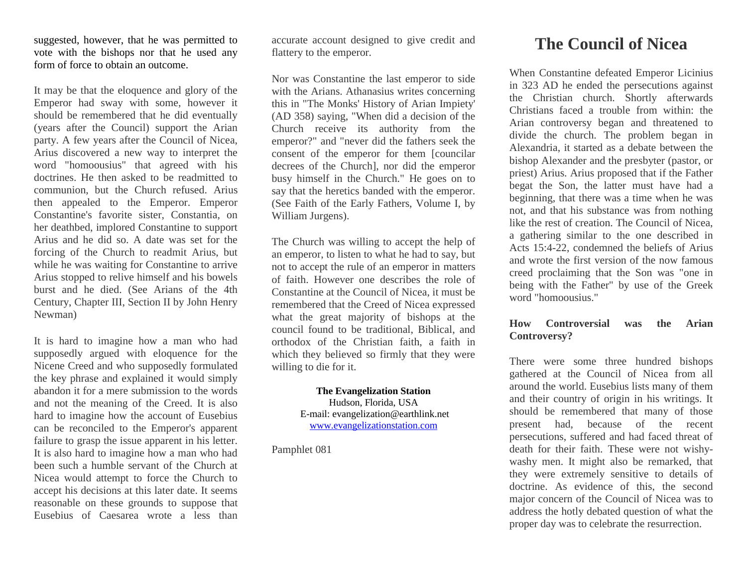suggested, however, that he was permitted to vote with the bishops nor that he used any form of force to obtain an outcome.

It may be that the eloquence and glory of the Emperor had sway with some, however it should be remembered that he did eventually (years after the Council) support the Arian party. A few years after the Council of Nicea, Arius discovered a new way to interpret the word "homoousius" that agreed with his doctrines. He then asked to be readmitted to communion, but the Church refused. Arius then appealed to the Emperor. Emperor Constantine's favorite sister, Constantia, on her deathbed, implored Constantine to support Arius and he did so. A date was set for the forcing of the Church to readmit Arius, but while he was waiting for Constantine to arrive Arius stopped to relive himself and his bowels burst and he died. (See Arians of the 4th Century, Chapter III, Section II by John Henry Newman)

It is hard to imagine how a man who had supposedly argued with eloquence for the Nicene Creed and who supposedly formulated the key phrase and explained it would simply abandon it for a mere submission to the words and not the meaning of the Creed. It is also hard to imagine how the account of Eusebius can be reconciled to the Emperor's apparent failure to grasp the issue apparent in his letter. It is also hard to imagine how a man who had been such a humble servant of the Church at Nicea would attempt to force the Church to accept his decisions at this later date. It seems reasonable on these grounds to suppose that Eusebius of Caesarea wrote a less than accurate account designed to give credit and flattery to the emperor.

Nor was Constantine the last emperor to side with the Arians. Athanasius writes concerning this in "The Monks' History of Arian Impiety' (AD 358) saying, "When did a decision of the Church receive its authority from the emperor?" and "never did the fathers seek the consent of the emperor for them [councilar decrees of the Church], nor did the emperor busy himself in the Church." He goes on to say that the heretics banded with the emperor. (See Faith of the Early Fathers, Volume I, by William Jurgens).

The Church was willing to accept the help of an emperor, to listen to what he had to say, but not to accept the rule of an emperor in matters of faith. However one describes the role of Constantine at the Council of Nicea, it must be remembered that the Creed of Nicea expressed what the great majority of bishops at the council found to be traditional, Biblical, and orthodox of the Christian faith, a faith in which they believed so firmly that they were willing to die for it.

**The Evangelization Station**
Hudson, Florida, USA
E-mail: evangelization@earthlink.net
www.evangelizationstation.com

Pamphlet 081

# The Council of Nicea

When Constantine defeated Emperor Licinius in 323 AD he ended the persecutions against the Christian church. Shortly afterwards Christians faced a trouble from within: the Arian controversy began and threatened to divide the church. The problem began in Alexandria, it started as a debate between the bishop Alexander and the presbyter (pastor, or priest) Arius. Arius proposed that if the Father begat the Son, the latter must have had a beginning, that there was a time when he was not, and that his substance was from nothing like the rest of creation. The Council of Nicea, a gathering similar to the one described in Acts 15:4-22, condemned the beliefs of Arius and wrote the first version of the now famous creed proclaiming that the Son was "one in being with the Father" by use of the Greek word "homoousius."

**How Controversial was the Arian Controversy?**

There were some three hundred bishops gathered at the Council of Nicea from all around the world. Eusebius lists many of them and their country of origin in his writings. It should be remembered that many of those present had, because of the recent persecutions, suffered and had faced threat of death for their faith. These were not wishy-washy men. It might also be remarked, that they were extremely sensitive to details of doctrine. As evidence of this, the second major concern of the Council of Nicea was to address the hotly debated question of what the proper day was to celebrate the resurrection.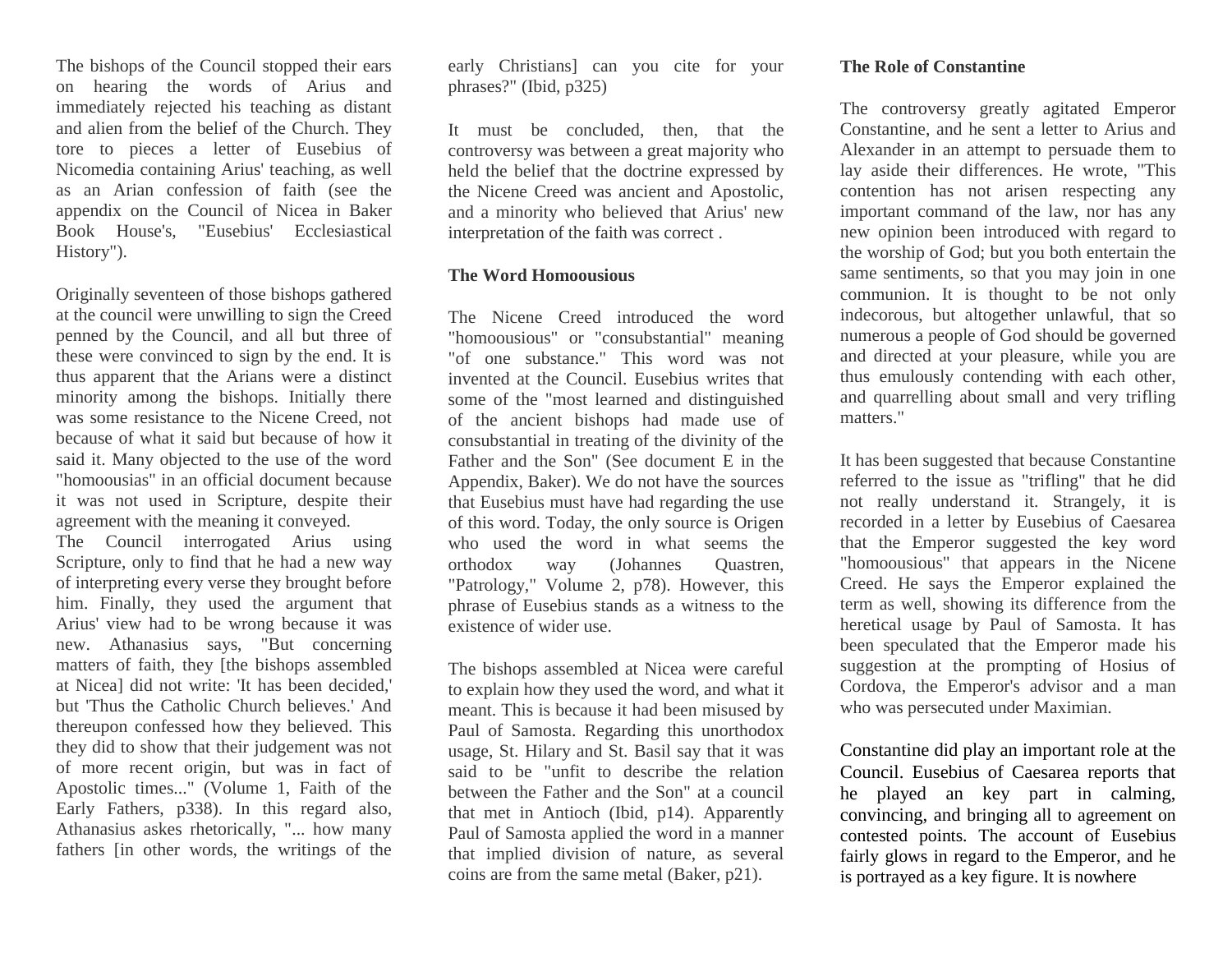The bishops of the Council stopped their ears on hearing the words of Arius and immediately rejected his teaching as distant and alien from the belief of the Church. They tore to pieces a letter of Eusebius of Nicomedia containing Arius' teaching, as well as an Arian confession of faith (see the appendix on the Council of Nicea in Baker Book House's, "Eusebius' Ecclesiastical History").

Originally seventeen of those bishops gathered at the council were unwilling to sign the Creed penned by the Council, and all but three of these were convinced to sign by the end. It is thus apparent that the Arians were a distinct minority among the bishops. Initially there was some resistance to the Nicene Creed, not because of what it said but because of how it said it. Many objected to the use of the word "homoousias" in an official document because it was not used in Scripture, despite their agreement with the meaning it conveyed.

The Council interrogated Arius using Scripture, only to find that he had a new way of interpreting every verse they brought before him. Finally, they used the argument that Arius' view had to be wrong because it was new. Athanasius says, "But concerning matters of faith, they [the bishops assembled at Nicea] did not write: 'It has been decided,' but 'Thus the Catholic Church believes.' And thereupon confessed how they believed. This they did to show that their judgement was not of more recent origin, but was in fact of Apostolic times..." (Volume 1, Faith of the Early Fathers, p338). In this regard also, Athanasius askes rhetorically, "... how many fathers [in other words, the writings of the early Christians] can you cite for your phrases?" (Ibid, p325)

It must be concluded, then, that the controversy was between a great majority who held the belief that the doctrine expressed by the Nicene Creed was ancient and Apostolic, and a minority who believed that Arius' new interpretation of the faith was correct .

**The Word Homoousious**

The Nicene Creed introduced the word "homoousious" or "consubstantial" meaning "of one substance." This word was not invented at the Council. Eusebius writes that some of the "most learned and distinguished of the ancient bishops had made use of consubstantial in treating of the divinity of the Father and the Son" (See document E in the Appendix, Baker). We do not have the sources that Eusebius must have had regarding the use of this word. Today, the only source is Origen who used the word in what seems the orthodox way (Johannes Quastren, "Patrology," Volume 2, p78). However, this phrase of Eusebius stands as a witness to the existence of wider use.

The bishops assembled at Nicea were careful to explain how they used the word, and what it meant. This is because it had been misused by Paul of Samosta. Regarding this unorthodox usage, St. Hilary and St. Basil say that it was said to be "unfit to describe the relation between the Father and the Son" at a council that met in Antioch (Ibid, p14). Apparently Paul of Samosta applied the word in a manner that implied division of nature, as several coins are from the same metal (Baker, p21).

**The Role of Constantine**

The controversy greatly agitated Emperor Constantine, and he sent a letter to Arius and Alexander in an attempt to persuade them to lay aside their differences. He wrote, "This contention has not arisen respecting any important command of the law, nor has any new opinion been introduced with regard to the worship of God; but you both entertain the same sentiments, so that you may join in one communion. It is thought to be not only indecorous, but altogether unlawful, that so numerous a people of God should be governed and directed at your pleasure, while you are thus emulously contending with each other, and quarrelling about small and very trifling matters."

It has been suggested that because Constantine referred to the issue as "trifling" that he did not really understand it. Strangely, it is recorded in a letter by Eusebius of Caesarea that the Emperor suggested the key word "homoousious" that appears in the Nicene Creed. He says the Emperor explained the term as well, showing its difference from the heretical usage by Paul of Samosta. It has been speculated that the Emperor made his suggestion at the prompting of Hosius of Cordova, the Emperor's advisor and a man who was persecuted under Maximian.

Constantine did play an important role at the Council. Eusebius of Caesarea reports that he played an key part in calming, convincing, and bringing all to agreement on contested points. The account of Eusebius fairly glows in regard to the Emperor, and he is portrayed as a key figure. It is nowhere